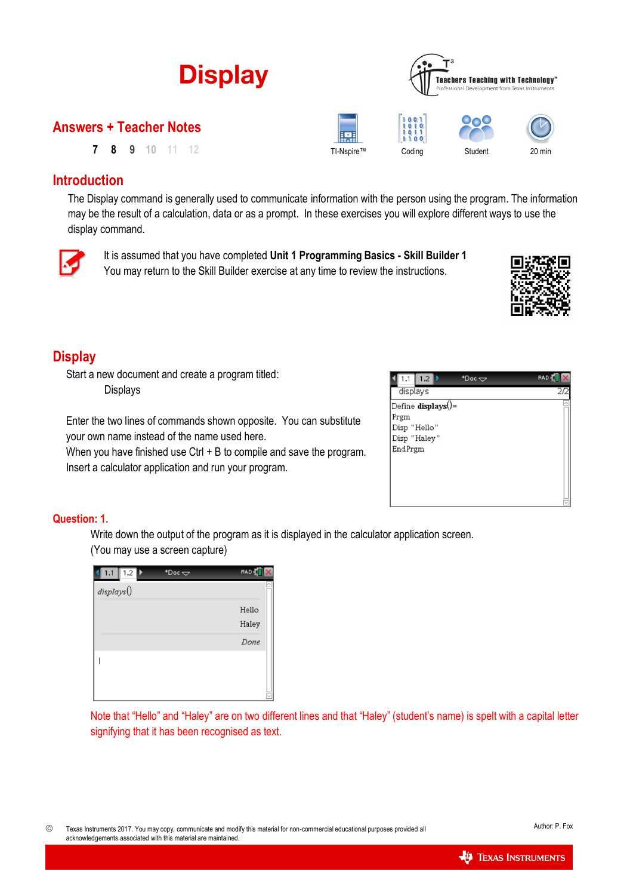# Display

## Answers + Teacher Notes

7 8 9 10 11 12

TI-Nspire™ Coding Student 20 min

## Introduction

The Display command is generally used to communicate information with the person using the program. The information may be the result of a calculation, data or as a prompt. In these exercises you will explore different ways to use the display command.

It is assumed that you have completed **Unit 1 Programming Basics - Skill Builder 1**
You may return to the Skill Builder exercise at any time to review the instructions.

## Display

Start a new document and create a program titled:

Displays

Enter the two lines of commands shown opposite. You can substitute your own name instead of the name used here.
When you have finished use Ctrl + B to compile and save the program.
Insert a calculator application and run your program.

```
Define displays()=
Prgm
Disp "Hello"
Disp "Haley"
EndPrgm
```

### Question: 1.

Write down the output of the program as it is displayed in the calculator application screen.
(You may use a screen capture)

```
displays()
                    Hello
                    Haley
                     Done
```

Note that "Hello" and "Haley" are on two different lines and that "Haley" (student's name) is spelt with a capital letter signifying that it has been recognised as text.

© Texas Instruments 2017. You may copy, communicate and modify this material for non-commercial educational purposes provided all acknowledgements associated with this material are maintained.

Author: P. Fox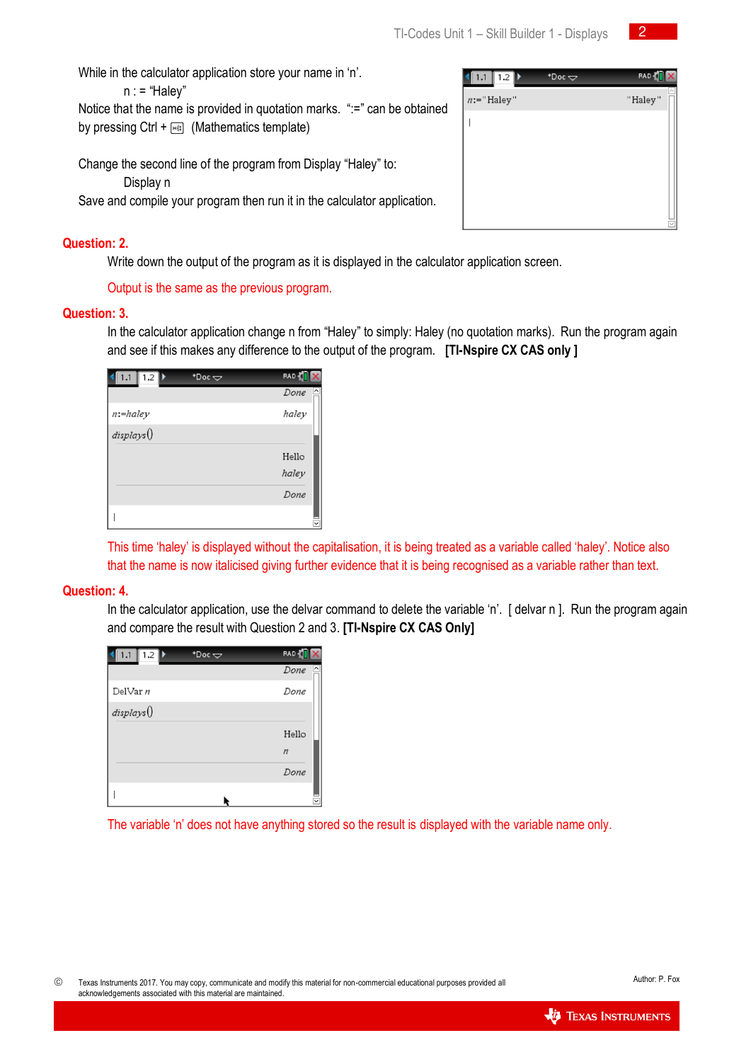While in the calculator application store your name in 'n'.

n : = "Haley"

Notice that the name is provided in quotation marks. ":=" can be obtained by pressing Ctrl + [template key] (Mathematics template)

Change the second line of the program from Display "Haley" to:

Display n

Save and compile your program then run it in the calculator application.

**Question: 2.**

Write down the output of the program as it is displayed in the calculator application screen.

Output is the same as the previous program.

**Question: 3.**

In the calculator application change n from "Haley" to simply: Haley (no quotation marks). Run the program again and see if this makes any difference to the output of the program. **[TI-Nspire CX CAS only ]**

This time 'haley' is displayed without the capitalisation, it is being treated as a variable called 'haley'. Notice also that the name is now italicised giving further evidence that it is being recognised as a variable rather than text.

**Question: 4.**

In the calculator application, use the delvar command to delete the variable 'n'. [ delvar n ]. Run the program again and compare the result with Question 2 and 3. **[TI-Nspire CX CAS Only]**

The variable 'n' does not have anything stored so the result is displayed with the variable name only.

© Texas Instruments 2017. You may copy, communicate and modify this material for non-commercial educational purposes provided all acknowledgements associated with this material are maintained.

Author: P. Fox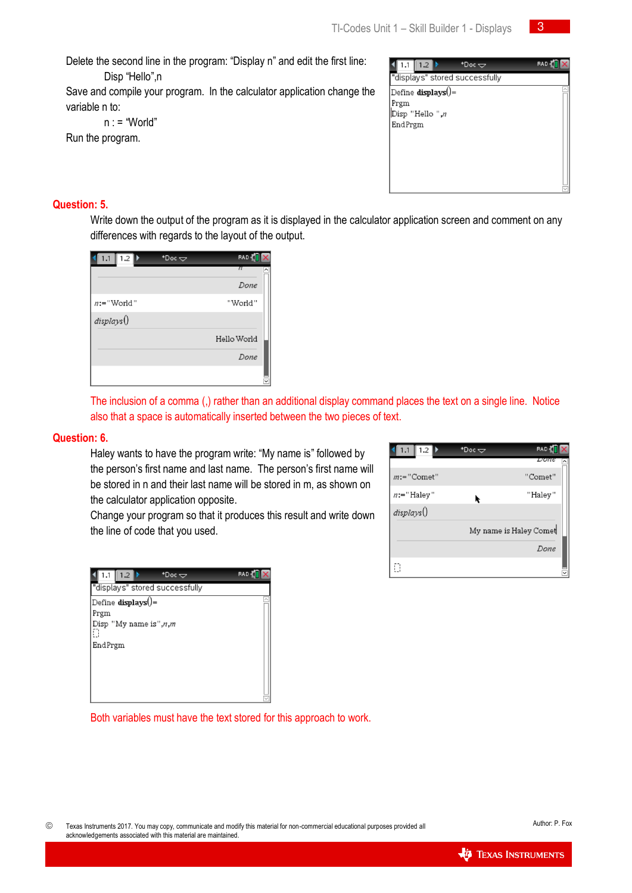Delete the second line in the program: "Display n" and edit the first line:

Disp "Hello",n

Save and compile your program. In the calculator application change the variable n to:

n : = "World"

Run the program.

```
"displays" stored successfully
Define displays()=
Prgm
Disp "Hello ",n
EndPrgm
```

## Question: 5.

Write down the output of the program as it is displayed in the calculator application screen and comment on any differences with regards to the layout of the output.

```
                      Done
n:="World"         "World"
displays()
               Hello World
                      Done
```

The inclusion of a comma (,) rather than an additional display command places the text on a single line. Notice also that a space is automatically inserted between the two pieces of text.

## Question: 6.

Haley wants to have the program write: "My name is" followed by the person's first name and last name. The person's first name will be stored in n and their last name will be stored in m, as shown on the calculator application opposite.

Change your program so that it produces this result and write down the line of code that you used.

```
m:="Comet"              "Comet"
n:="Haley"              "Haley"
displays()
          My name is Haley Comet
                           Done
```

```
"displays" stored successfully
Define displays()=
Prgm
Disp "My name is",n,m

EndPrgm
```

Both variables must have the text stored for this approach to work.

© Texas Instruments 2017. You may copy, communicate and modify this material for non-commercial educational purposes provided all acknowledgements associated with this material are maintained.

Author: P. Fox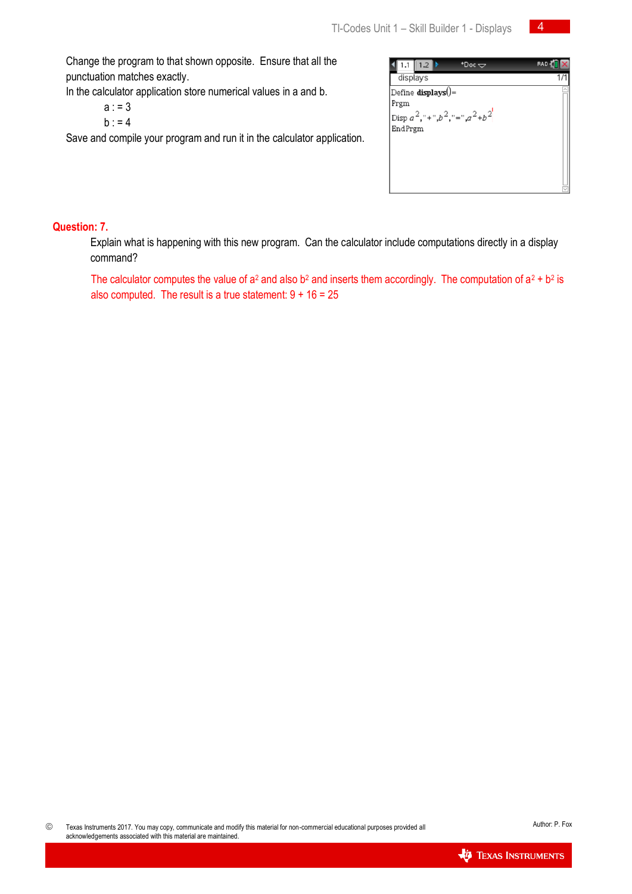Change the program to that shown opposite. Ensure that all the punctuation matches exactly.
In the calculator application store numerical values in a and b.

a : = 3

b : = 4

Save and compile your program and run it in the calculator application.

```
displays                                    1/1
Define displays()=
Prgm
Disp a^2,"+",b^2,"=",a^2+b^2
EndPrgm
```

**Question: 7.**

Explain what is happening with this new program. Can the calculator include computations directly in a display command?

The calculator computes the value of $a^2$ and also $b^2$ and inserts them accordingly. The computation of $a^2 + b^2$ is also computed. The result is a true statement: 9 + 16 = 25

© Texas Instruments 2017. You may copy, communicate and modify this material for non-commercial educational purposes provided all acknowledgements associated with this material are maintained.

Author: P. Fox